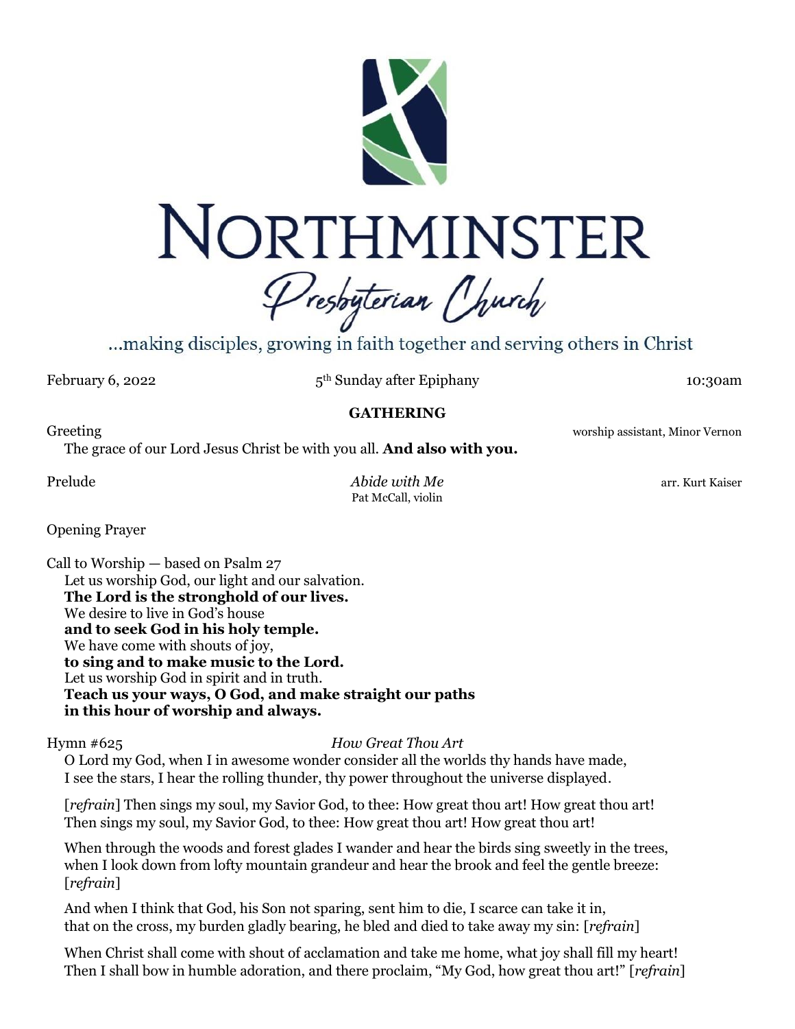# NORTHMINSTER

*Presbyterian Church*

...making disciples, growing in faith together and serving others in Christ

February 6, 2022 5th Sunday after Epiphany 10:30am

**GATHERING**

Greeting worship assistant, Minor Vernon

The grace of our Lord Jesus Christ be with you all. **And also with you.**

Prelude *Abide with Me* arr. Kurt Kaiser
Pat McCall, violin

Opening Prayer

Call to Worship — based on Psalm 27
Let us worship God, our light and our salvation.
**The Lord is the stronghold of our lives.**
We desire to live in God's house
**and to seek God in his holy temple.**
We have come with shouts of joy,
**to sing and to make music to the Lord.**
Let us worship God in spirit and in truth.
**Teach us your ways, O God, and make straight our paths in this hour of worship and always.**

Hymn #625 *How Great Thou Art*

O Lord my God, when I in awesome wonder consider all the worlds thy hands have made,
I see the stars, I hear the rolling thunder, thy power throughout the universe displayed.

[*refrain*] Then sings my soul, my Savior God, to thee: How great thou art! How great thou art!
Then sings my soul, my Savior God, to thee: How great thou art! How great thou art!

When through the woods and forest glades I wander and hear the birds sing sweetly in the trees,
when I look down from lofty mountain grandeur and hear the brook and feel the gentle breeze:
[*refrain*]

And when I think that God, his Son not sparing, sent him to die, I scarce can take it in,
that on the cross, my burden gladly bearing, he bled and died to take away my sin: [*refrain*]

When Christ shall come with shout of acclamation and take me home, what joy shall fill my heart!
Then I shall bow in humble adoration, and there proclaim, "My God, how great thou art!" [*refrain*]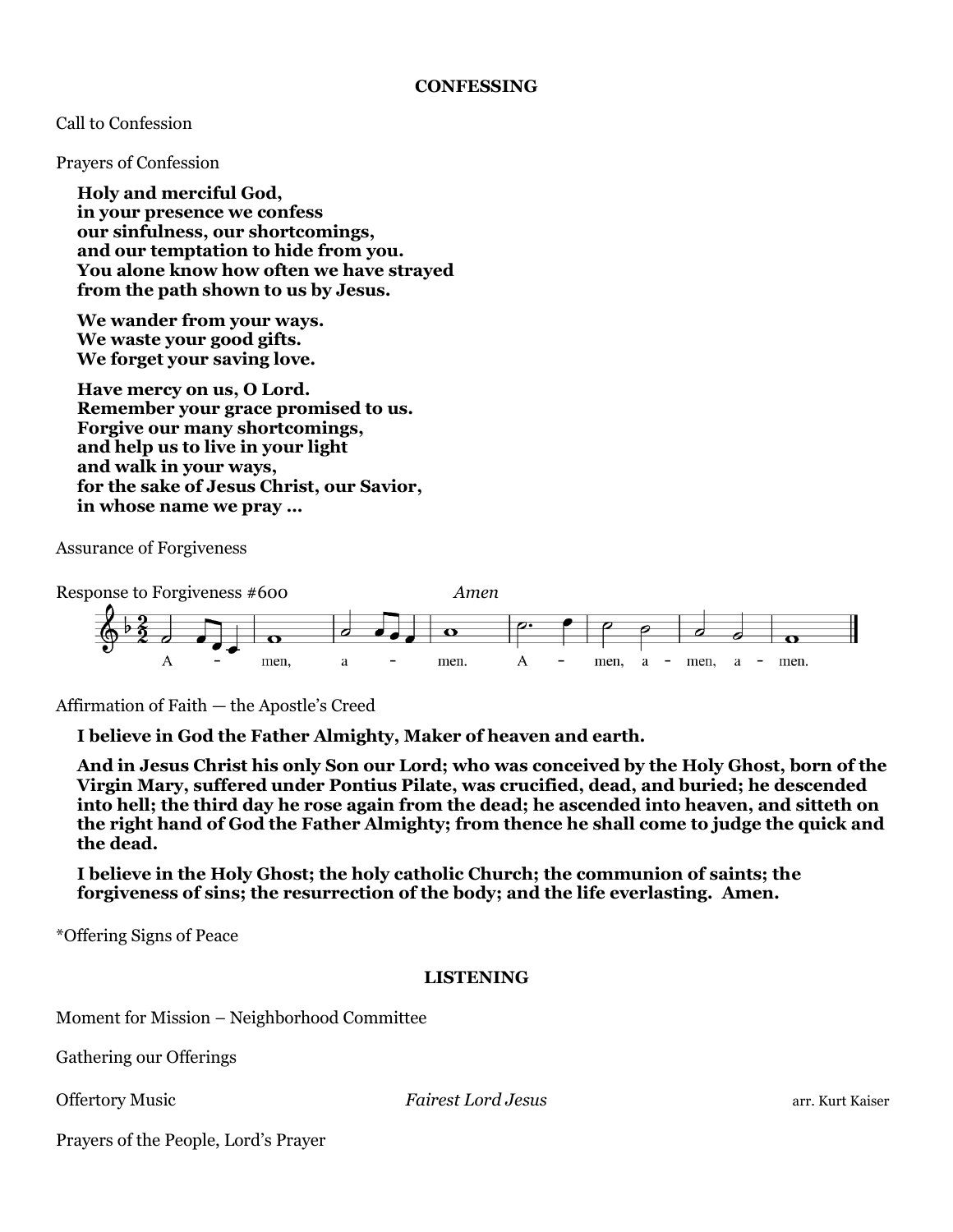## CONFESSING

Call to Confession

Prayers of Confession

**Holy and merciful God,**
**in your presence we confess**
**our sinfulness, our shortcomings,**
**and our temptation to hide from you.**
**You alone know how often we have strayed**
**from the path shown to us by Jesus.**

**We wander from your ways.**
**We waste your good gifts.**
**We forget your saving love.**

**Have mercy on us, O Lord.**
**Remember your grace promised to us.**
**Forgive our many shortcomings,**
**and help us to live in your light**
**and walk in your ways,**
**for the sake of Jesus Christ, our Savior,**
**in whose name we pray …**

Assurance of Forgiveness

Response to Forgiveness #600 *Amen*

A - men, a - men. A - men, a - men, a - men.

Affirmation of Faith — the Apostle's Creed

**I believe in God the Father Almighty, Maker of heaven and earth.**

**And in Jesus Christ his only Son our Lord; who was conceived by the Holy Ghost, born of the Virgin Mary, suffered under Pontius Pilate, was crucified, dead, and buried; he descended into hell; the third day he rose again from the dead; he ascended into heaven, and sitteth on the right hand of God the Father Almighty; from thence he shall come to judge the quick and the dead.**

**I believe in the Holy Ghost; the holy catholic Church; the communion of saints; the forgiveness of sins; the resurrection of the body; and the life everlasting. Amen.**

*Offering Signs of Peace

## LISTENING

Moment for Mission – Neighborhood Committee

Gathering our Offerings

Offertory Music *Fairest Lord Jesus* arr. Kurt Kaiser

Prayers of the People, Lord's Prayer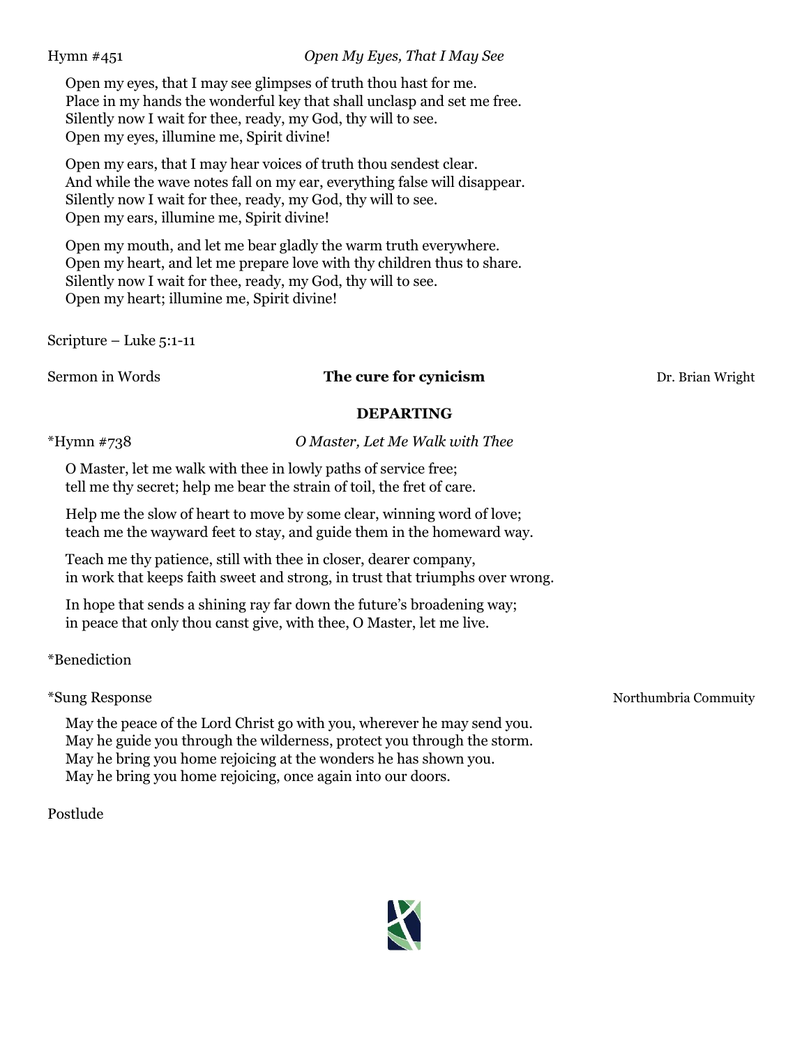Hymn #451 *Open My Eyes, That I May See*

Open my eyes, that I may see glimpses of truth thou hast for me.
Place in my hands the wonderful key that shall unclasp and set me free.
Silently now I wait for thee, ready, my God, thy will to see.
Open my eyes, illumine me, Spirit divine!

Open my ears, that I may hear voices of truth thou sendest clear.
And while the wave notes fall on my ear, everything false will disappear.
Silently now I wait for thee, ready, my God, thy will to see.
Open my ears, illumine me, Spirit divine!

Open my mouth, and let me bear gladly the warm truth everywhere.
Open my heart, and let me prepare love with thy children thus to share.
Silently now I wait for thee, ready, my God, thy will to see.
Open my heart; illumine me, Spirit divine!

Scripture – Luke 5:1-11

Sermon in Words **The cure for cynicism** Dr. Brian Wright

**DEPARTING**

*Hymn #738 *O Master, Let Me Walk with Thee*

O Master, let me walk with thee in lowly paths of service free;
tell me thy secret; help me bear the strain of toil, the fret of care.

Help me the slow of heart to move by some clear, winning word of love;
teach me the wayward feet to stay, and guide them in the homeward way.

Teach me thy patience, still with thee in closer, dearer company,
in work that keeps faith sweet and strong, in trust that triumphs over wrong.

In hope that sends a shining ray far down the future's broadening way;
in peace that only thou canst give, with thee, O Master, let me live.

*Benediction

*Sung Response Northumbria Commuity

May the peace of the Lord Christ go with you, wherever he may send you.
May he guide you through the wilderness, protect you through the storm.
May he bring you home rejoicing at the wonders he has shown you.
May he bring you home rejoicing, once again into our doors.

Postlude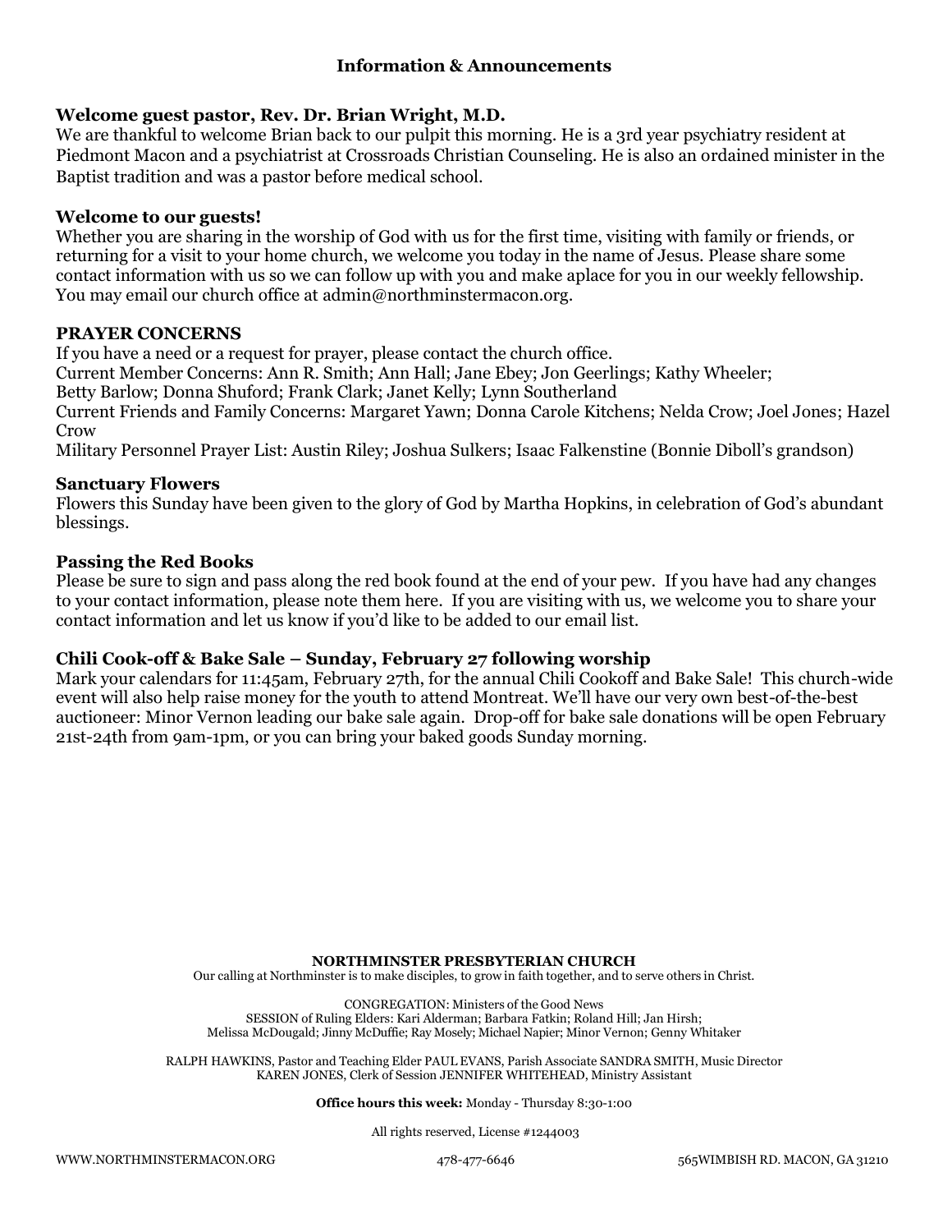## Information & Announcements

**Welcome guest pastor, Rev. Dr. Brian Wright, M.D.**

We are thankful to welcome Brian back to our pulpit this morning. He is a 3rd year psychiatry resident at Piedmont Macon and a psychiatrist at Crossroads Christian Counseling. He is also an ordained minister in the Baptist tradition and was a pastor before medical school.

**Welcome to our guests!**

Whether you are sharing in the worship of God with us for the first time, visiting with family or friends, or returning for a visit to your home church, we welcome you today in the name of Jesus. Please share some contact information with us so we can follow up with you and make aplace for you in our weekly fellowship. You may email our church office at admin@northminstermacon.org.

**PRAYER CONCERNS**

If you have a need or a request for prayer, please contact the church office.
Current Member Concerns: Ann R. Smith; Ann Hall; Jane Ebey; Jon Geerlings; Kathy Wheeler; Betty Barlow; Donna Shuford; Frank Clark; Janet Kelly; Lynn Southerland
Current Friends and Family Concerns: Margaret Yawn; Donna Carole Kitchens; Nelda Crow; Joel Jones; Hazel Crow
Military Personnel Prayer List: Austin Riley; Joshua Sulkers; Isaac Falkenstine (Bonnie Diboll's grandson)

**Sanctuary Flowers**

Flowers this Sunday have been given to the glory of God by Martha Hopkins, in celebration of God's abundant blessings.

**Passing the Red Books**

Please be sure to sign and pass along the red book found at the end of your pew. If you have had any changes to your contact information, please note them here. If you are visiting with us, we welcome you to share your contact information and let us know if you'd like to be added to our email list.

**Chili Cook-off & Bake Sale – Sunday, February 27 following worship**

Mark your calendars for 11:45am, February 27th, for the annual Chili Cookoff and Bake Sale! This church-wide event will also help raise money for the youth to attend Montreat. We'll have our very own best-of-the-best auctioneer: Minor Vernon leading our bake sale again. Drop-off for bake sale donations will be open February 21st-24th from 9am-1pm, or you can bring your baked goods Sunday morning.

**NORTHMINSTER PRESBYTERIAN CHURCH**

Our calling at Northminster is to make disciples, to grow in faith together, and to serve others in Christ.

CONGREGATION: Ministers of the Good News
SESSION of Ruling Elders: Kari Alderman; Barbara Fatkin; Roland Hill; Jan Hirsh; Melissa McDougald; Jinny McDuffie; Ray Mosely; Michael Napier; Minor Vernon; Genny Whitaker

RALPH HAWKINS, Pastor and Teaching Elder PAUL EVANS, Parish Associate SANDRA SMITH, Music Director KAREN JONES, Clerk of Session JENNIFER WHITEHEAD, Ministry Assistant

**Office hours this week:** Monday - Thursday 8:30-1:00

All rights reserved, License #1244003

WWW.NORTHMINSTERMACON.ORG 478-477-6646 565WIMBISH RD. MACON, GA 31210